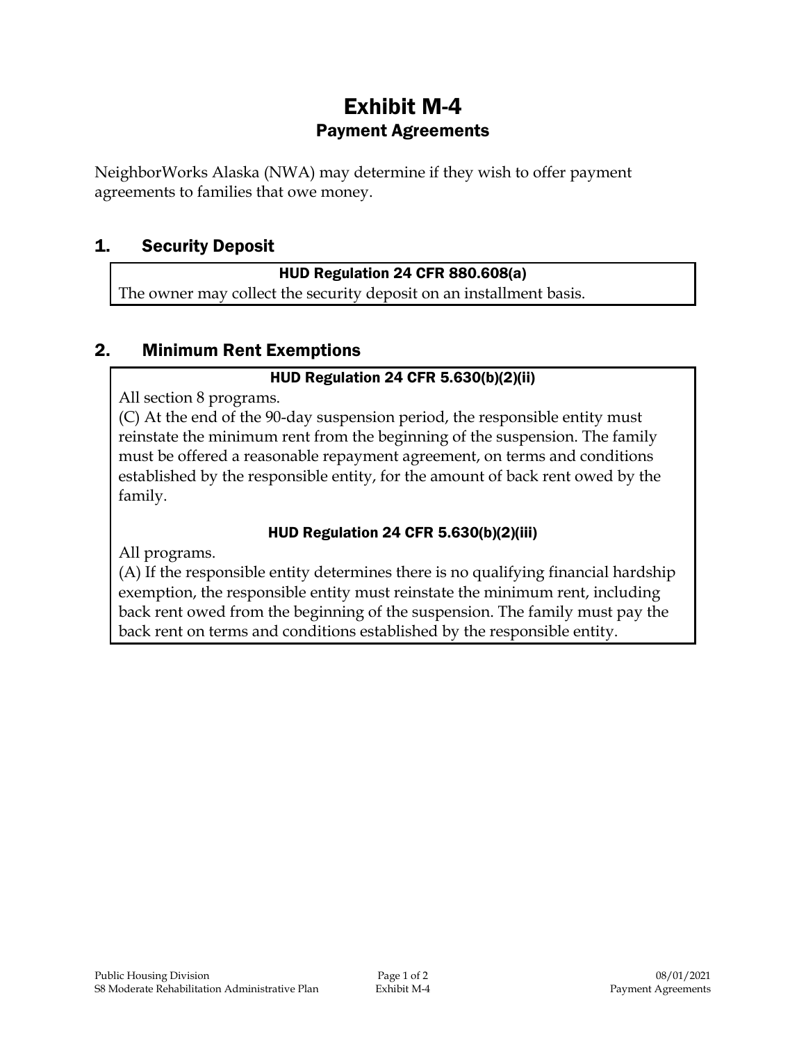# Exhibit M-4

## Payment Agreements

NeighborWorks Alaska (NWA) may determine if they wish to offer payment agreements to families that owe money.

## 1. Security Deposit

**HUD Regulation 24 CFR 880.608(a)**

The owner may collect the security deposit on an installment basis.

## 2. Minimum Rent Exemptions

**HUD Regulation 24 CFR 5.630(b)(2)(ii)**

All section 8 programs.

(C) At the end of the 90-day suspension period, the responsible entity must reinstate the minimum rent from the beginning of the suspension. The family must be offered a reasonable repayment agreement, on terms and conditions established by the responsible entity, for the amount of back rent owed by the family.

**HUD Regulation 24 CFR 5.630(b)(2)(iii)**

All programs.

(A) If the responsible entity determines there is no qualifying financial hardship exemption, the responsible entity must reinstate the minimum rent, including back rent owed from the beginning of the suspension. The family must pay the back rent on terms and conditions established by the responsible entity.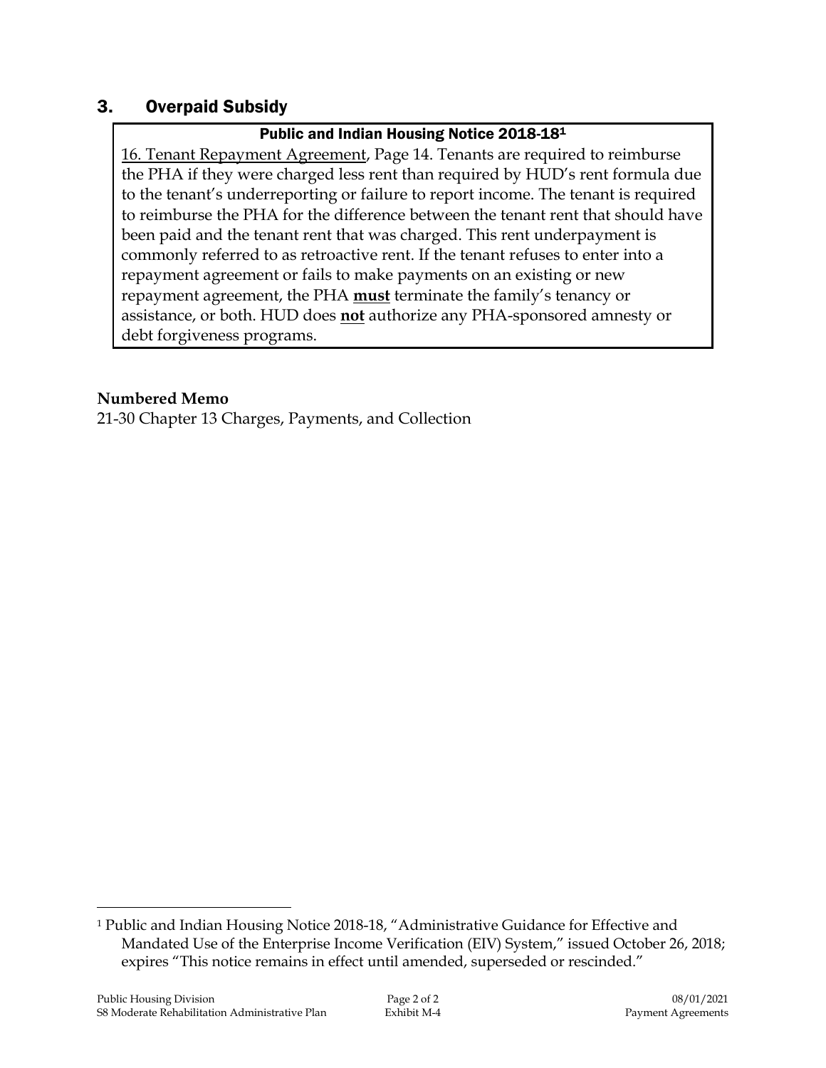## 3. Overpaid Subsidy

**Public and Indian Housing Notice 2018-18[1]**

16. Tenant Repayment Agreement, Page 14. Tenants are required to reimburse the PHA if they were charged less rent than required by HUD's rent formula due to the tenant's underreporting or failure to report income. The tenant is required to reimburse the PHA for the difference between the tenant rent that should have been paid and the tenant rent that was charged. This rent underpayment is commonly referred to as retroactive rent. If the tenant refuses to enter into a repayment agreement or fails to make payments on an existing or new repayment agreement, the PHA **must** terminate the family's tenancy or assistance, or both. HUD does **not** authorize any PHA-sponsored amnesty or debt forgiveness programs.

**Numbered Memo**

21-30 Chapter 13 Charges, Payments, and Collection

[1] Public and Indian Housing Notice 2018-18, "Administrative Guidance for Effective and Mandated Use of the Enterprise Income Verification (EIV) System," issued October 26, 2018; expires "This notice remains in effect until amended, superseded or rescinded."